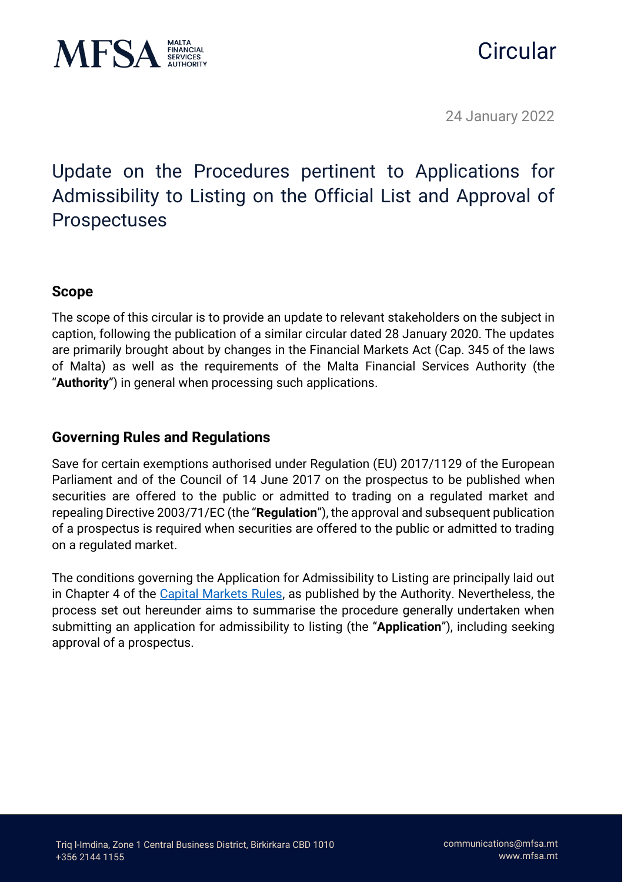Circular

24 January 2022

# Update on the Procedures pertinent to Applications for Admissibility to Listing on the Official List and Approval of Prospectuses

## Scope

The scope of this circular is to provide an update to relevant stakeholders on the subject in caption, following the publication of a similar circular dated 28 January 2020. The updates are primarily brought about by changes in the Financial Markets Act (Cap. 345 of the laws of Malta) as well as the requirements of the Malta Financial Services Authority (the "**Authority**") in general when processing such applications.

## Governing Rules and Regulations

Save for certain exemptions authorised under Regulation (EU) 2017/1129 of the European Parliament and of the Council of 14 June 2017 on the prospectus to be published when securities are offered to the public or admitted to trading on a regulated market and repealing Directive 2003/71/EC (the "**Regulation**"), the approval and subsequent publication of a prospectus is required when securities are offered to the public or admitted to trading on a regulated market.

The conditions governing the Application for Admissibility to Listing are principally laid out in Chapter 4 of the Capital Markets Rules, as published by the Authority. Nevertheless, the process set out hereunder aims to summarise the procedure generally undertaken when submitting an application for admissibility to listing (the "**Application**"), including seeking approval of a prospectus.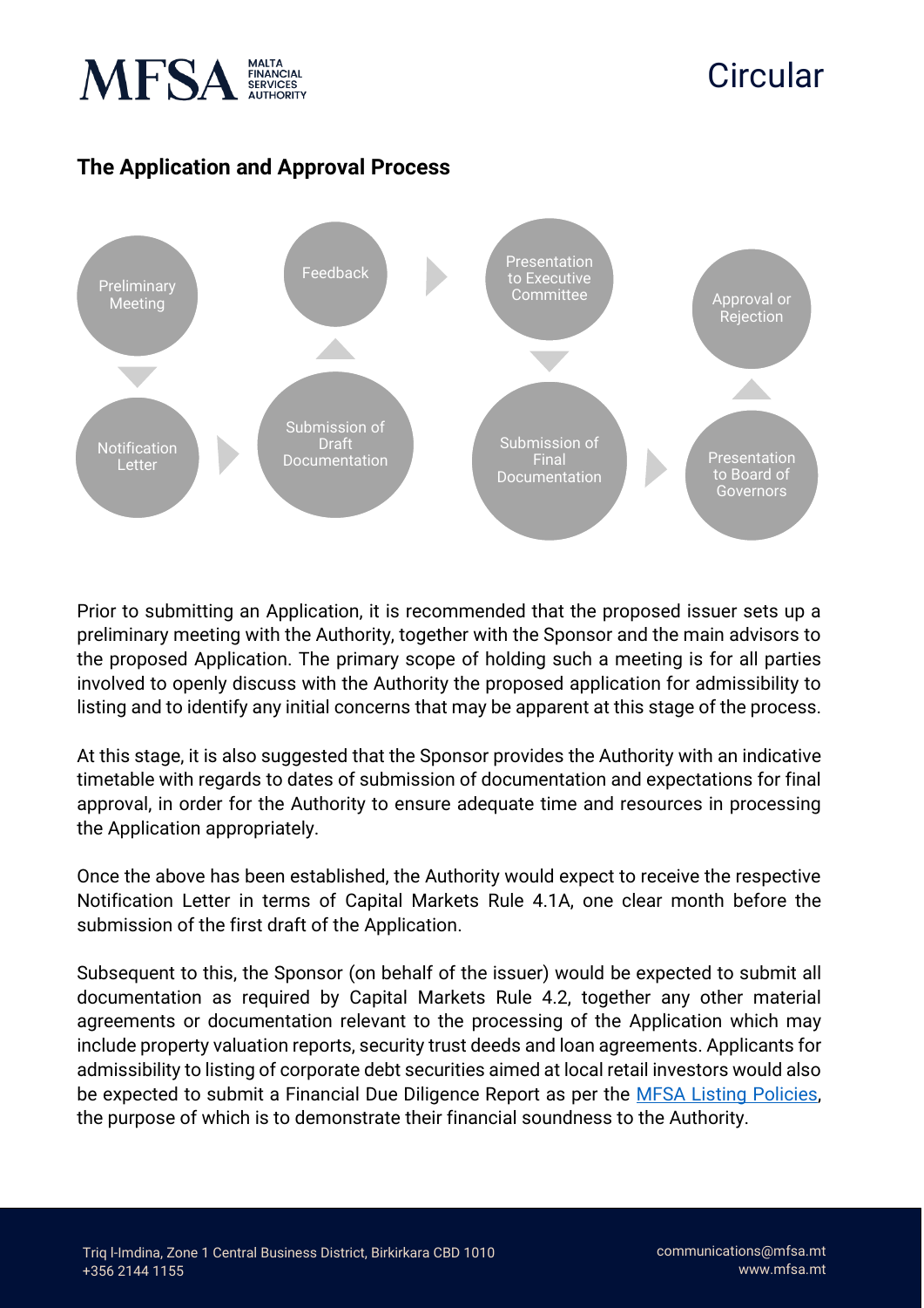## The Application and Approval Process

1. Preliminary Meeting
2. Notification Letter
3. Submission of Draft Documentation
4. Feedback
5. Presentation to Executive Committee
6. Submission of Final Documentation
7. Presentation to Board of Governors
8. Approval or Rejection

Prior to submitting an Application, it is recommended that the proposed issuer sets up a preliminary meeting with the Authority, together with the Sponsor and the main advisors to the proposed Application. The primary scope of holding such a meeting is for all parties involved to openly discuss with the Authority the proposed application for admissibility to listing and to identify any initial concerns that may be apparent at this stage of the process.

At this stage, it is also suggested that the Sponsor provides the Authority with an indicative timetable with regards to dates of submission of documentation and expectations for final approval, in order for the Authority to ensure adequate time and resources in processing the Application appropriately.

Once the above has been established, the Authority would expect to receive the respective Notification Letter in terms of Capital Markets Rule 4.1A, one clear month before the submission of the first draft of the Application.

Subsequent to this, the Sponsor (on behalf of the issuer) would be expected to submit all documentation as required by Capital Markets Rule 4.2, together any other material agreements or documentation relevant to the processing of the Application which may include property valuation reports, security trust deeds and loan agreements. Applicants for admissibility to listing of corporate debt securities aimed at local retail investors would also be expected to submit a Financial Due Diligence Report as per the [MFSA Listing Policies](), the purpose of which is to demonstrate their financial soundness to the Authority.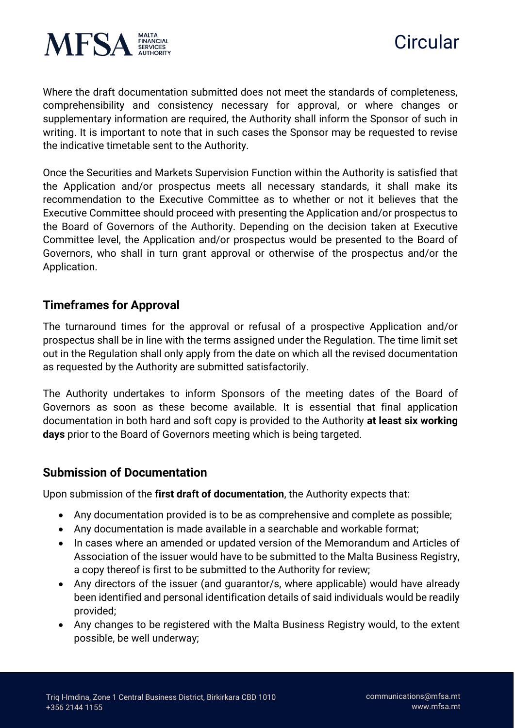Where the draft documentation submitted does not meet the standards of completeness, comprehensibility and consistency necessary for approval, or where changes or supplementary information are required, the Authority shall inform the Sponsor of such in writing. It is important to note that in such cases the Sponsor may be requested to revise the indicative timetable sent to the Authority.

Once the Securities and Markets Supervision Function within the Authority is satisfied that the Application and/or prospectus meets all necessary standards, it shall make its recommendation to the Executive Committee as to whether or not it believes that the Executive Committee should proceed with presenting the Application and/or prospectus to the Board of Governors of the Authority. Depending on the decision taken at Executive Committee level, the Application and/or prospectus would be presented to the Board of Governors, who shall in turn grant approval or otherwise of the prospectus and/or the Application.

## Timeframes for Approval

The turnaround times for the approval or refusal of a prospective Application and/or prospectus shall be in line with the terms assigned under the Regulation. The time limit set out in the Regulation shall only apply from the date on which all the revised documentation as requested by the Authority are submitted satisfactorily.

The Authority undertakes to inform Sponsors of the meeting dates of the Board of Governors as soon as these become available. It is essential that final application documentation in both hard and soft copy is provided to the Authority **at least six working days** prior to the Board of Governors meeting which is being targeted.

## Submission of Documentation

Upon submission of the **first draft of documentation**, the Authority expects that:

- Any documentation provided is to be as comprehensive and complete as possible;
- Any documentation is made available in a searchable and workable format;
- In cases where an amended or updated version of the Memorandum and Articles of Association of the issuer would have to be submitted to the Malta Business Registry, a copy thereof is first to be submitted to the Authority for review;
- Any directors of the issuer (and guarantor/s, where applicable) would have already been identified and personal identification details of said individuals would be readily provided;
- Any changes to be registered with the Malta Business Registry would, to the extent possible, be well underway;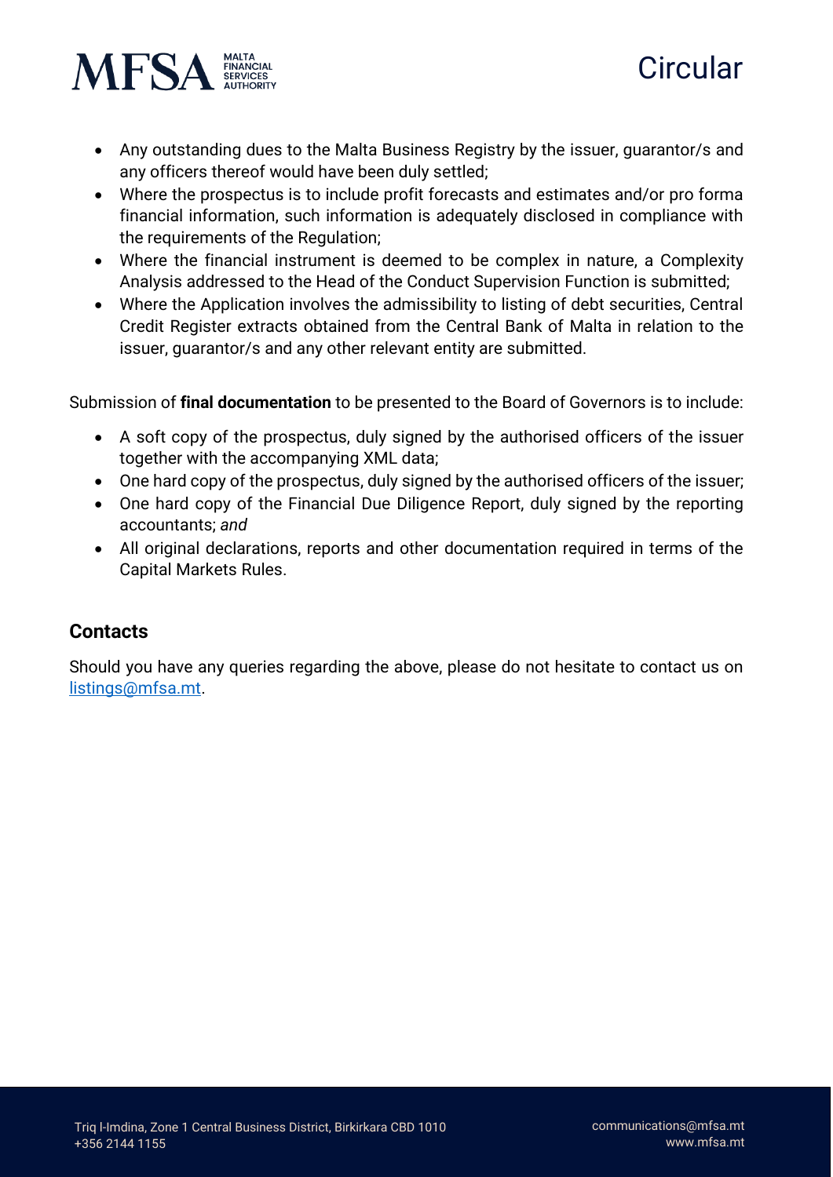- Any outstanding dues to the Malta Business Registry by the issuer, guarantor/s and any officers thereof would have been duly settled;
- Where the prospectus is to include profit forecasts and estimates and/or pro forma financial information, such information is adequately disclosed in compliance with the requirements of the Regulation;
- Where the financial instrument is deemed to be complex in nature, a Complexity Analysis addressed to the Head of the Conduct Supervision Function is submitted;
- Where the Application involves the admissibility to listing of debt securities, Central Credit Register extracts obtained from the Central Bank of Malta in relation to the issuer, guarantor/s and any other relevant entity are submitted.

Submission of **final documentation** to be presented to the Board of Governors is to include:

- A soft copy of the prospectus, duly signed by the authorised officers of the issuer together with the accompanying XML data;
- One hard copy of the prospectus, duly signed by the authorised officers of the issuer;
- One hard copy of the Financial Due Diligence Report, duly signed by the reporting accountants; *and*
- All original declarations, reports and other documentation required in terms of the Capital Markets Rules.

## Contacts

Should you have any queries regarding the above, please do not hesitate to contact us on [listings@mfsa.mt](mailto:listings@mfsa.mt).